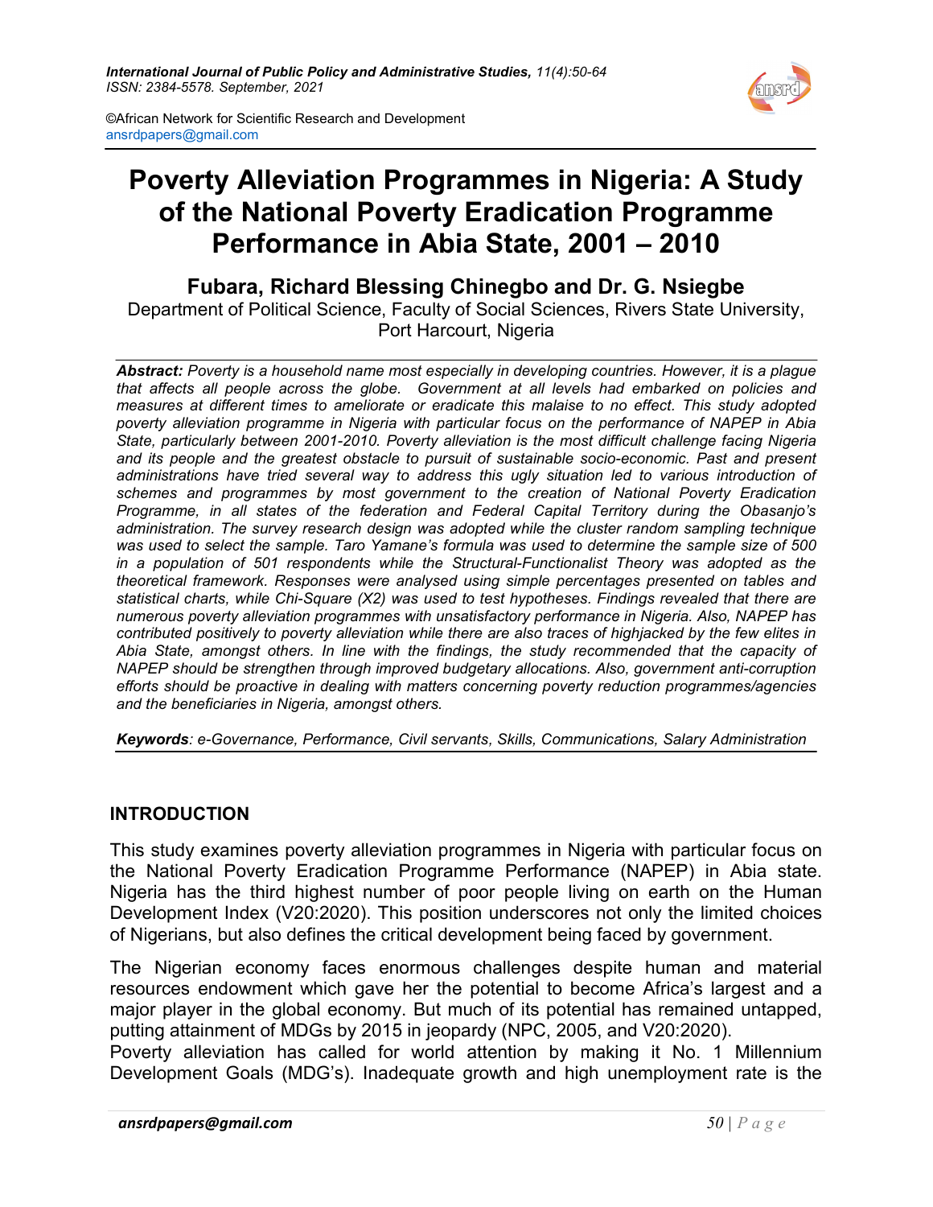*International Journal of Public Policy and Administrative Studies, 11(4):50-64*
*ISSN: 2384-5578. September, 2021*

©African Network for Scientific Research and Development
ansrdpapers@gmail.com

# Poverty Alleviation Programmes in Nigeria: A Study of the National Poverty Eradication Programme Performance in Abia State, 2001 – 2010

## Fubara, Richard Blessing Chinegbo and Dr. G. Nsiegbe

Department of Political Science, Faculty of Social Sciences, Rivers State University, Port Harcourt, Nigeria

***Abstract:*** *Poverty is a household name most especially in developing countries. However, it is a plague that affects all people across the globe. Government at all levels had embarked on policies and measures at different times to ameliorate or eradicate this malaise to no effect. This study adopted poverty alleviation programme in Nigeria with particular focus on the performance of NAPEP in Abia State, particularly between 2001-2010. Poverty alleviation is the most difficult challenge facing Nigeria and its people and the greatest obstacle to pursuit of sustainable socio-economic. Past and present administrations have tried several way to address this ugly situation led to various introduction of schemes and programmes by most government to the creation of National Poverty Eradication Programme, in all states of the federation and Federal Capital Territory during the Obasanjo's administration. The survey research design was adopted while the cluster random sampling technique was used to select the sample. Taro Yamane's formula was used to determine the sample size of 500 in a population of 501 respondents while the Structural-Functionalist Theory was adopted as the theoretical framework. Responses were analysed using simple percentages presented on tables and statistical charts, while Chi-Square (X2) was used to test hypotheses. Findings revealed that there are numerous poverty alleviation programmes with unsatisfactory performance in Nigeria. Also, NAPEP has contributed positively to poverty alleviation while there are also traces of highjacked by the few elites in Abia State, amongst others. In line with the findings, the study recommended that the capacity of NAPEP should be strengthen through improved budgetary allocations. Also, government anti-corruption efforts should be proactive in dealing with matters concerning poverty reduction programmes/agencies and the beneficiaries in Nigeria, amongst others.*

***Keywords****: e-Governance, Performance, Civil servants, Skills, Communications, Salary Administration*

## INTRODUCTION

This study examines poverty alleviation programmes in Nigeria with particular focus on the National Poverty Eradication Programme Performance (NAPEP) in Abia state. Nigeria has the third highest number of poor people living on earth on the Human Development Index (V20:2020). This position underscores not only the limited choices of Nigerians, but also defines the critical development being faced by government.

The Nigerian economy faces enormous challenges despite human and material resources endowment which gave her the potential to become Africa's largest and a major player in the global economy. But much of its potential has remained untapped, putting attainment of MDGs by 2015 in jeopardy (NPC, 2005, and V20:2020).

Poverty alleviation has called for world attention by making it No. 1 Millennium Development Goals (MDG's). Inadequate growth and high unemployment rate is the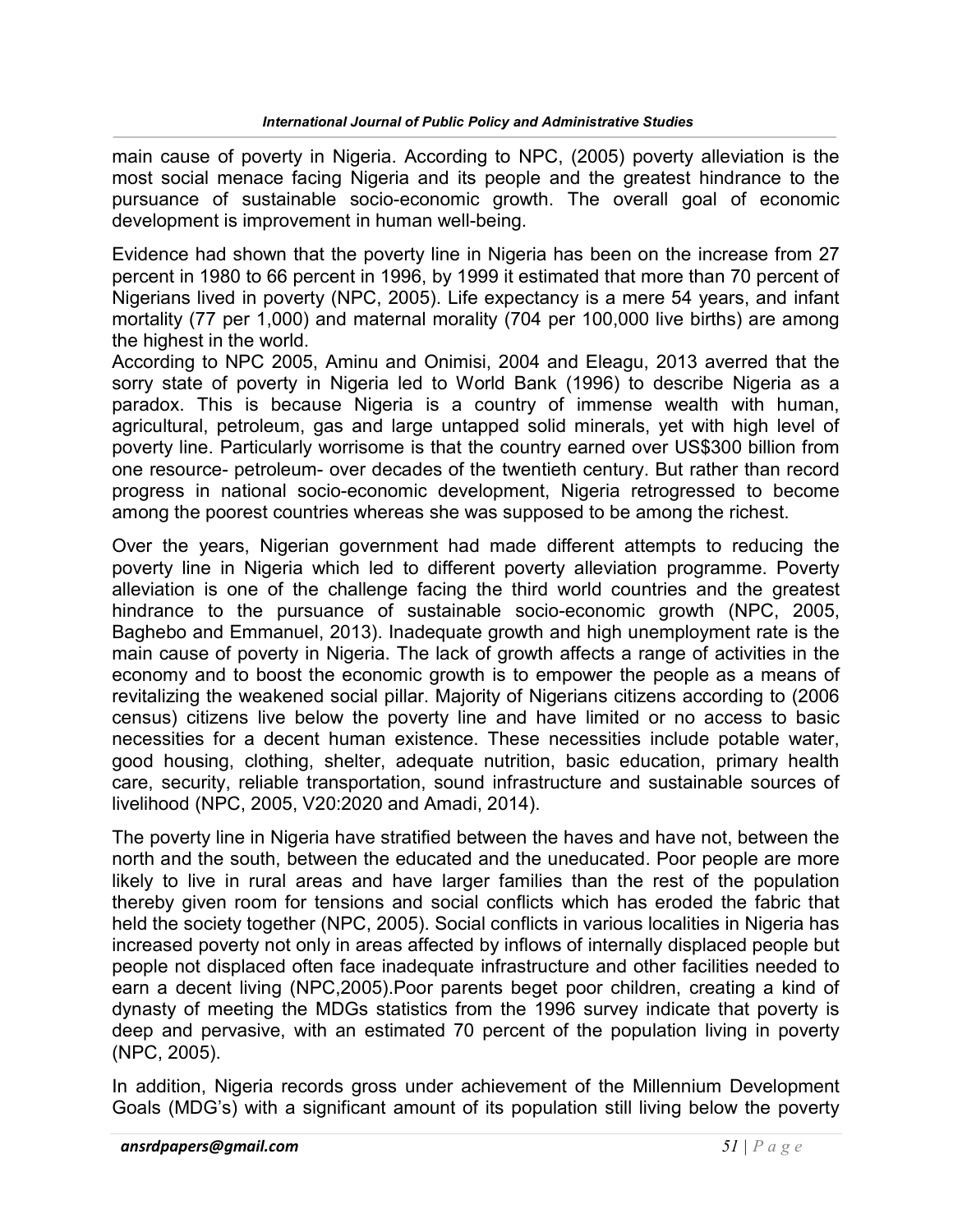main cause of poverty in Nigeria. According to NPC, (2005) poverty alleviation is the most social menace facing Nigeria and its people and the greatest hindrance to the pursuance of sustainable socio-economic growth. The overall goal of economic development is improvement in human well-being.

Evidence had shown that the poverty line in Nigeria has been on the increase from 27 percent in 1980 to 66 percent in 1996, by 1999 it estimated that more than 70 percent of Nigerians lived in poverty (NPC, 2005). Life expectancy is a mere 54 years, and infant mortality (77 per 1,000) and maternal morality (704 per 100,000 live births) are among the highest in the world.

According to NPC 2005, Aminu and Onimisi, 2004 and Eleagu, 2013 averred that the sorry state of poverty in Nigeria led to World Bank (1996) to describe Nigeria as a paradox. This is because Nigeria is a country of immense wealth with human, agricultural, petroleum, gas and large untapped solid minerals, yet with high level of poverty line. Particularly worrisome is that the country earned over US$300 billion from one resource- petroleum- over decades of the twentieth century. But rather than record progress in national socio-economic development, Nigeria retrogressed to become among the poorest countries whereas she was supposed to be among the richest.

Over the years, Nigerian government had made different attempts to reducing the poverty line in Nigeria which led to different poverty alleviation programme. Poverty alleviation is one of the challenge facing the third world countries and the greatest hindrance to the pursuance of sustainable socio-economic growth (NPC, 2005, Baghebo and Emmanuel, 2013). Inadequate growth and high unemployment rate is the main cause of poverty in Nigeria. The lack of growth affects a range of activities in the economy and to boost the economic growth is to empower the people as a means of revitalizing the weakened social pillar. Majority of Nigerians citizens according to (2006 census) citizens live below the poverty line and have limited or no access to basic necessities for a decent human existence. These necessities include potable water, good housing, clothing, shelter, adequate nutrition, basic education, primary health care, security, reliable transportation, sound infrastructure and sustainable sources of livelihood (NPC, 2005, V20:2020 and Amadi, 2014).

The poverty line in Nigeria have stratified between the haves and have not, between the north and the south, between the educated and the uneducated. Poor people are more likely to live in rural areas and have larger families than the rest of the population thereby given room for tensions and social conflicts which has eroded the fabric that held the society together (NPC, 2005). Social conflicts in various localities in Nigeria has increased poverty not only in areas affected by inflows of internally displaced people but people not displaced often face inadequate infrastructure and other facilities needed to earn a decent living (NPC,2005).Poor parents beget poor children, creating a kind of dynasty of meeting the MDGs statistics from the 1996 survey indicate that poverty is deep and pervasive, with an estimated 70 percent of the population living in poverty (NPC, 2005).

In addition, Nigeria records gross under achievement of the Millennium Development Goals (MDG's) with a significant amount of its population still living below the poverty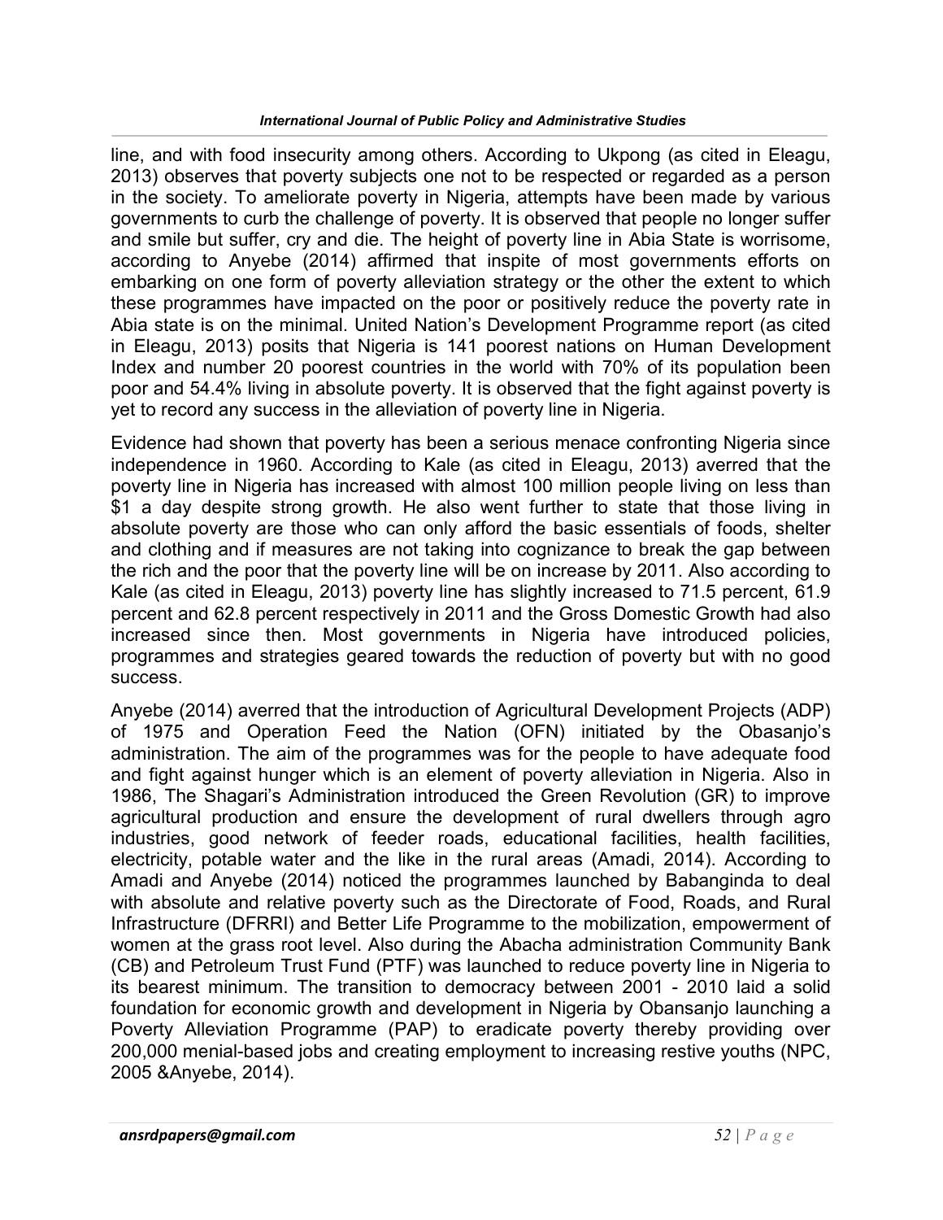line, and with food insecurity among others. According to Ukpong (as cited in Eleagu, 2013) observes that poverty subjects one not to be respected or regarded as a person in the society. To ameliorate poverty in Nigeria, attempts have been made by various governments to curb the challenge of poverty. It is observed that people no longer suffer and smile but suffer, cry and die. The height of poverty line in Abia State is worrisome, according to Anyebe (2014) affirmed that inspite of most governments efforts on embarking on one form of poverty alleviation strategy or the other the extent to which these programmes have impacted on the poor or positively reduce the poverty rate in Abia state is on the minimal. United Nation's Development Programme report (as cited in Eleagu, 2013) posits that Nigeria is 141 poorest nations on Human Development Index and number 20 poorest countries in the world with 70% of its population been poor and 54.4% living in absolute poverty. It is observed that the fight against poverty is yet to record any success in the alleviation of poverty line in Nigeria.

Evidence had shown that poverty has been a serious menace confronting Nigeria since independence in 1960. According to Kale (as cited in Eleagu, 2013) averred that the poverty line in Nigeria has increased with almost 100 million people living on less than $1 a day despite strong growth. He also went further to state that those living in absolute poverty are those who can only afford the basic essentials of foods, shelter and clothing and if measures are not taking into cognizance to break the gap between the rich and the poor that the poverty line will be on increase by 2011. Also according to Kale (as cited in Eleagu, 2013) poverty line has slightly increased to 71.5 percent, 61.9 percent and 62.8 percent respectively in 2011 and the Gross Domestic Growth had also increased since then. Most governments in Nigeria have introduced policies, programmes and strategies geared towards the reduction of poverty but with no good success.

Anyebe (2014) averred that the introduction of Agricultural Development Projects (ADP) of 1975 and Operation Feed the Nation (OFN) initiated by the Obasanjo's administration. The aim of the programmes was for the people to have adequate food and fight against hunger which is an element of poverty alleviation in Nigeria. Also in 1986, The Shagari's Administration introduced the Green Revolution (GR) to improve agricultural production and ensure the development of rural dwellers through agro industries, good network of feeder roads, educational facilities, health facilities, electricity, potable water and the like in the rural areas (Amadi, 2014). According to Amadi and Anyebe (2014) noticed the programmes launched by Babanginda to deal with absolute and relative poverty such as the Directorate of Food, Roads, and Rural Infrastructure (DFRRI) and Better Life Programme to the mobilization, empowerment of women at the grass root level. Also during the Abacha administration Community Bank (CB) and Petroleum Trust Fund (PTF) was launched to reduce poverty line in Nigeria to its bearest minimum. The transition to democracy between 2001 - 2010 laid a solid foundation for economic growth and development in Nigeria by Obansanjo launching a Poverty Alleviation Programme (PAP) to eradicate poverty thereby providing over 200,000 menial-based jobs and creating employment to increasing restive youths (NPC, 2005 &Anyebe, 2014).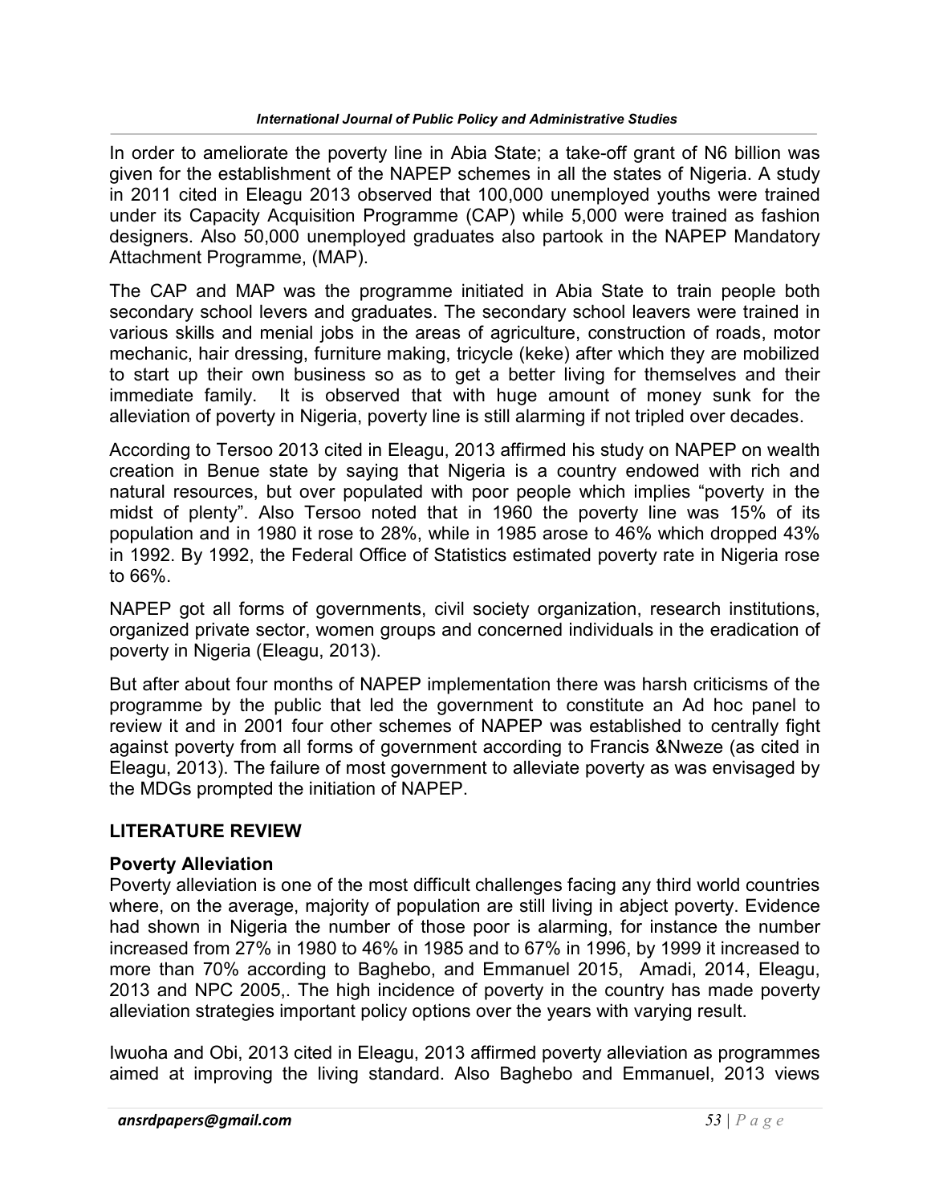In order to ameliorate the poverty line in Abia State; a take-off grant of N6 billion was given for the establishment of the NAPEP schemes in all the states of Nigeria. A study in 2011 cited in Eleagu 2013 observed that 100,000 unemployed youths were trained under its Capacity Acquisition Programme (CAP) while 5,000 were trained as fashion designers. Also 50,000 unemployed graduates also partook in the NAPEP Mandatory Attachment Programme, (MAP).

The CAP and MAP was the programme initiated in Abia State to train people both secondary school levers and graduates. The secondary school leavers were trained in various skills and menial jobs in the areas of agriculture, construction of roads, motor mechanic, hair dressing, furniture making, tricycle (keke) after which they are mobilized to start up their own business so as to get a better living for themselves and their immediate family. It is observed that with huge amount of money sunk for the alleviation of poverty in Nigeria, poverty line is still alarming if not tripled over decades.

According to Tersoo 2013 cited in Eleagu, 2013 affirmed his study on NAPEP on wealth creation in Benue state by saying that Nigeria is a country endowed with rich and natural resources, but over populated with poor people which implies "poverty in the midst of plenty". Also Tersoo noted that in 1960 the poverty line was 15% of its population and in 1980 it rose to 28%, while in 1985 arose to 46% which dropped 43% in 1992. By 1992, the Federal Office of Statistics estimated poverty rate in Nigeria rose to 66%.

NAPEP got all forms of governments, civil society organization, research institutions, organized private sector, women groups and concerned individuals in the eradication of poverty in Nigeria (Eleagu, 2013).

But after about four months of NAPEP implementation there was harsh criticisms of the programme by the public that led the government to constitute an Ad hoc panel to review it and in 2001 four other schemes of NAPEP was established to centrally fight against poverty from all forms of government according to Francis &Nweze (as cited in Eleagu, 2013). The failure of most government to alleviate poverty as was envisaged by the MDGs prompted the initiation of NAPEP.

## LITERATURE REVIEW

### Poverty Alleviation

Poverty alleviation is one of the most difficult challenges facing any third world countries where, on the average, majority of population are still living in abject poverty. Evidence had shown in Nigeria the number of those poor is alarming, for instance the number increased from 27% in 1980 to 46% in 1985 and to 67% in 1996, by 1999 it increased to more than 70% according to Baghebo, and Emmanuel 2015, Amadi, 2014, Eleagu, 2013 and NPC 2005,. The high incidence of poverty in the country has made poverty alleviation strategies important policy options over the years with varying result.

Iwuoha and Obi, 2013 cited in Eleagu, 2013 affirmed poverty alleviation as programmes aimed at improving the living standard. Also Baghebo and Emmanuel, 2013 views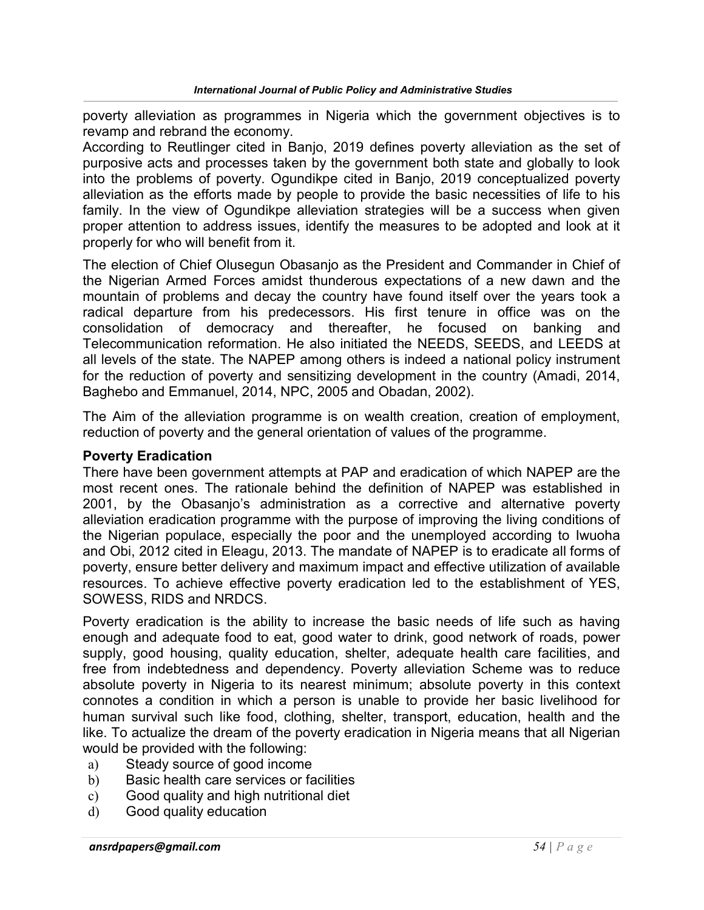poverty alleviation as programmes in Nigeria which the government objectives is to revamp and rebrand the economy.

According to Reutlinger cited in Banjo, 2019 defines poverty alleviation as the set of purposive acts and processes taken by the government both state and globally to look into the problems of poverty. Ogundikpe cited in Banjo, 2019 conceptualized poverty alleviation as the efforts made by people to provide the basic necessities of life to his family. In the view of Ogundikpe alleviation strategies will be a success when given proper attention to address issues, identify the measures to be adopted and look at it properly for who will benefit from it.

The election of Chief Olusegun Obasanjo as the President and Commander in Chief of the Nigerian Armed Forces amidst thunderous expectations of a new dawn and the mountain of problems and decay the country have found itself over the years took a radical departure from his predecessors. His first tenure in office was on the consolidation of democracy and thereafter, he focused on banking and Telecommunication reformation. He also initiated the NEEDS, SEEDS, and LEEDS at all levels of the state. The NAPEP among others is indeed a national policy instrument for the reduction of poverty and sensitizing development in the country (Amadi, 2014, Baghebo and Emmanuel, 2014, NPC, 2005 and Obadan, 2002).

The Aim of the alleviation programme is on wealth creation, creation of employment, reduction of poverty and the general orientation of values of the programme.

**Poverty Eradication**

There have been government attempts at PAP and eradication of which NAPEP are the most recent ones. The rationale behind the definition of NAPEP was established in 2001, by the Obasanjo's administration as a corrective and alternative poverty alleviation eradication programme with the purpose of improving the living conditions of the Nigerian populace, especially the poor and the unemployed according to Iwuoha and Obi, 2012 cited in Eleagu, 2013. The mandate of NAPEP is to eradicate all forms of poverty, ensure better delivery and maximum impact and effective utilization of available resources. To achieve effective poverty eradication led to the establishment of YES, SOWESS, RIDS and NRDCS.

Poverty eradication is the ability to increase the basic needs of life such as having enough and adequate food to eat, good water to drink, good network of roads, power supply, good housing, quality education, shelter, adequate health care facilities, and free from indebtedness and dependency. Poverty alleviation Scheme was to reduce absolute poverty in Nigeria to its nearest minimum; absolute poverty in this context connotes a condition in which a person is unable to provide her basic livelihood for human survival such like food, clothing, shelter, transport, education, health and the like. To actualize the dream of the poverty eradication in Nigeria means that all Nigerian would be provided with the following:

a) Steady source of good income
b) Basic health care services or facilities
c) Good quality and high nutritional diet
d) Good quality education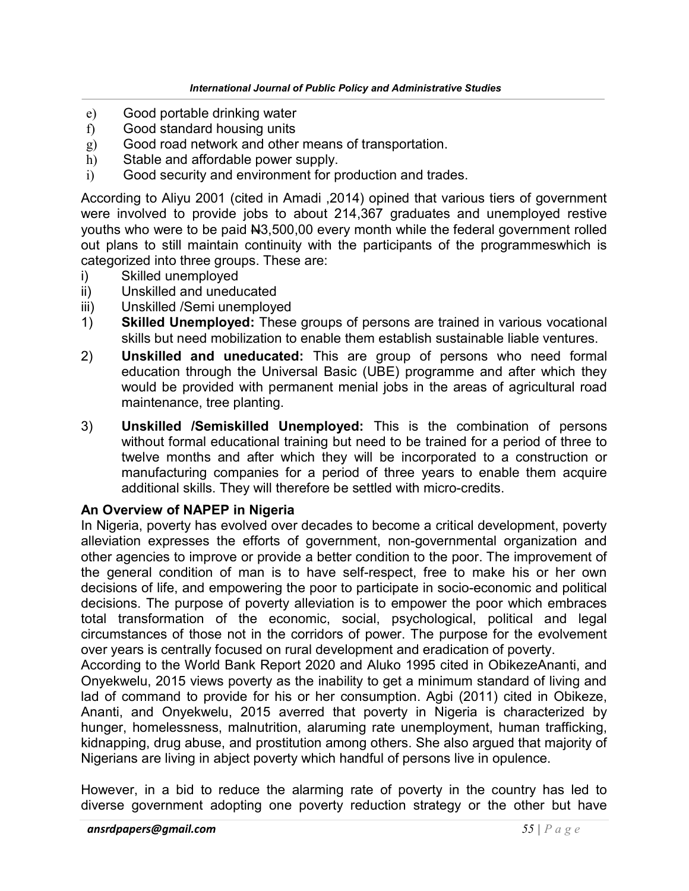e) Good portable drinking water
f) Good standard housing units
g) Good road network and other means of transportation.
h) Stable and affordable power supply.
i) Good security and environment for production and trades.

According to Aliyu 2001 (cited in Amadi ,2014) opined that various tiers of government were involved to provide jobs to about 214,367 graduates and unemployed restive youths who were to be paid ₦3,500,00 every month while the federal government rolled out plans to still maintain continuity with the participants of the programmeswhich is categorized into three groups. These are:

i) Skilled unemployed
ii) Unskilled and uneducated
iii) Unskilled /Semi unemployed

1) **Skilled Unemployed:** These groups of persons are trained in various vocational skills but need mobilization to enable them establish sustainable liable ventures.
2) **Unskilled and uneducated:** This are group of persons who need formal education through the Universal Basic (UBE) programme and after which they would be provided with permanent menial jobs in the areas of agricultural road maintenance, tree planting.
3) **Unskilled /Semiskilled Unemployed:** This is the combination of persons without formal educational training but need to be trained for a period of three to twelve months and after which they will be incorporated to a construction or manufacturing companies for a period of three years to enable them acquire additional skills. They will therefore be settled with micro-credits.

**An Overview of NAPEP in Nigeria**

In Nigeria, poverty has evolved over decades to become a critical development, poverty alleviation expresses the efforts of government, non-governmental organization and other agencies to improve or provide a better condition to the poor. The improvement of the general condition of man is to have self-respect, free to make his or her own decisions of life, and empowering the poor to participate in socio-economic and political decisions. The purpose of poverty alleviation is to empower the poor which embraces total transformation of the economic, social, psychological, political and legal circumstances of those not in the corridors of power. The purpose for the evolvement over years is centrally focused on rural development and eradication of poverty.

According to the World Bank Report 2020 and Aluko 1995 cited in ObikezeAnanti, and Onyekwelu, 2015 views poverty as the inability to get a minimum standard of living and lad of command to provide for his or her consumption. Agbi (2011) cited in Obikeze, Ananti, and Onyekwelu, 2015 averred that poverty in Nigeria is characterized by hunger, homelessness, malnutrition, alaruming rate unemployment, human trafficking, kidnapping, drug abuse, and prostitution among others. She also argued that majority of Nigerians are living in abject poverty which handful of persons live in opulence.

However, in a bid to reduce the alarming rate of poverty in the country has led to diverse government adopting one poverty reduction strategy or the other but have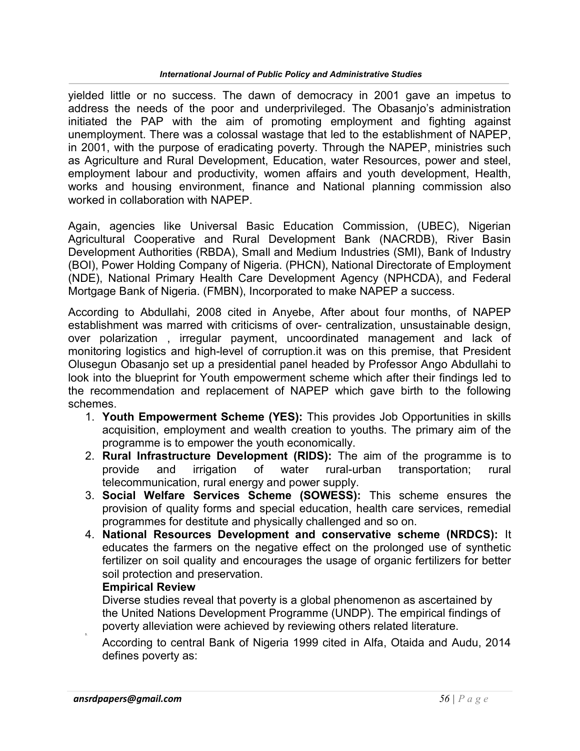yielded little or no success. The dawn of democracy in 2001 gave an impetus to address the needs of the poor and underprivileged. The Obasanjo's administration initiated the PAP with the aim of promoting employment and fighting against unemployment. There was a colossal wastage that led to the establishment of NAPEP, in 2001, with the purpose of eradicating poverty. Through the NAPEP, ministries such as Agriculture and Rural Development, Education, water Resources, power and steel, employment labour and productivity, women affairs and youth development, Health, works and housing environment, finance and National planning commission also worked in collaboration with NAPEP.

Again, agencies like Universal Basic Education Commission, (UBEC), Nigerian Agricultural Cooperative and Rural Development Bank (NACRDB), River Basin Development Authorities (RBDA), Small and Medium Industries (SMI), Bank of Industry (BOI), Power Holding Company of Nigeria. (PHCN), National Directorate of Employment (NDE), National Primary Health Care Development Agency (NPHCDA), and Federal Mortgage Bank of Nigeria. (FMBN), Incorporated to make NAPEP a success.

According to Abdullahi, 2008 cited in Anyebe, After about four months, of NAPEP establishment was marred with criticisms of over- centralization, unsustainable design, over polarization , irregular payment, uncoordinated management and lack of monitoring logistics and high-level of corruption.it was on this premise, that President Olusegun Obasanjo set up a presidential panel headed by Professor Ango Abdullahi to look into the blueprint for Youth empowerment scheme which after their findings led to the recommendation and replacement of NAPEP which gave birth to the following schemes.

1. **Youth Empowerment Scheme (YES):** This provides Job Opportunities in skills acquisition, employment and wealth creation to youths. The primary aim of the programme is to empower the youth economically.
2. **Rural Infrastructure Development (RIDS):** The aim of the programme is to provide and irrigation of water rural-urban transportation; rural telecommunication, rural energy and power supply.
3. **Social Welfare Services Scheme (SOWESS):** This scheme ensures the provision of quality forms and special education, health care services, remedial programmes for destitute and physically challenged and so on.
4. **National Resources Development and conservative scheme (NRDCS):** It educates the farmers on the negative effect on the prolonged use of synthetic fertilizer on soil quality and encourages the usage of organic fertilizers for better soil protection and preservation.

**Empirical Review**

Diverse studies reveal that poverty is a global phenomenon as ascertained by the United Nations Development Programme (UNDP). The empirical findings of poverty alleviation were achieved by reviewing others related literature.

According to central Bank of Nigeria 1999 cited in Alfa, Otaida and Audu, 2014 defines poverty as: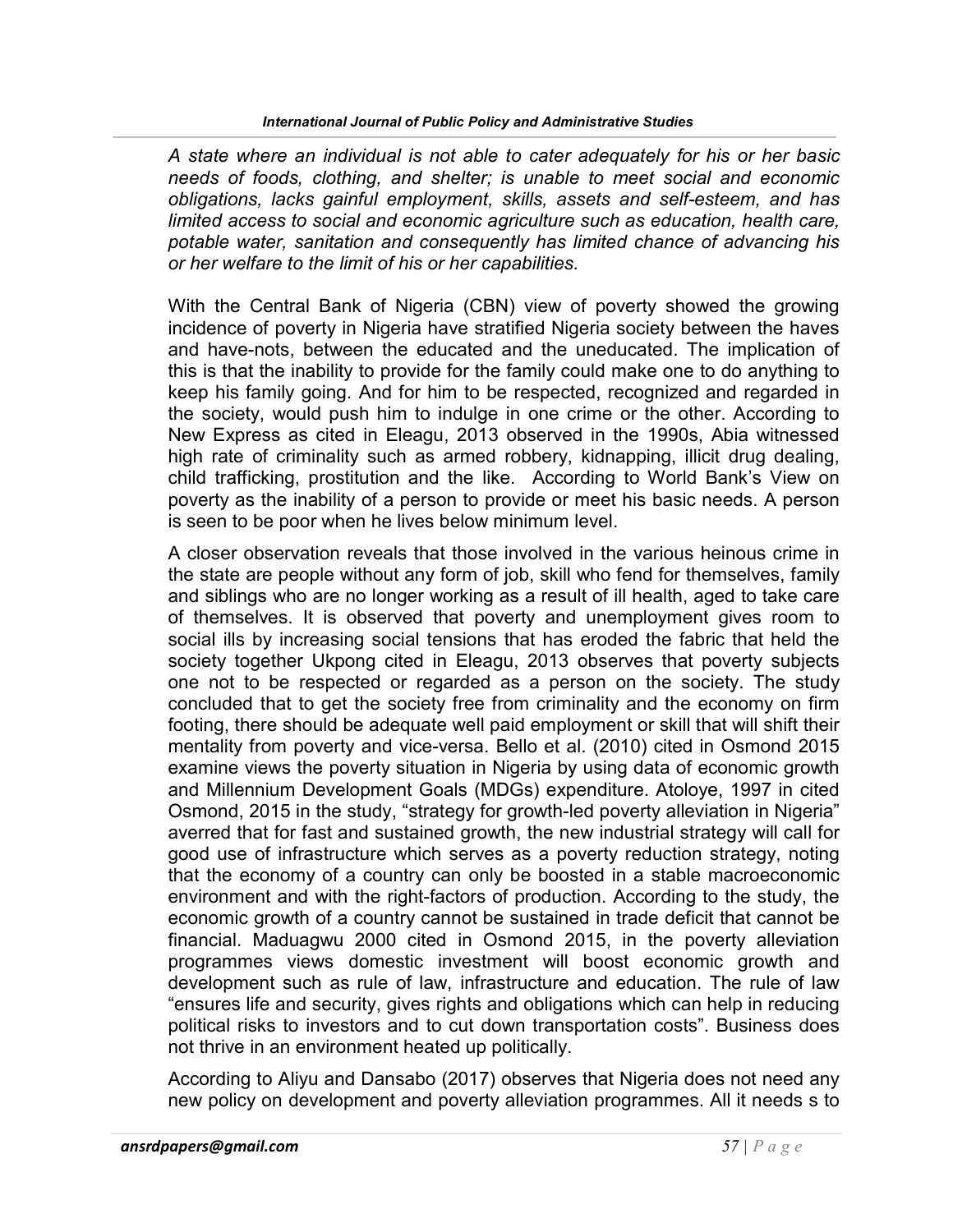*A state where an individual is not able to cater adequately for his or her basic needs of foods, clothing, and shelter; is unable to meet social and economic obligations, lacks gainful employment, skills, assets and self-esteem, and has limited access to social and economic agriculture such as education, health care, potable water, sanitation and consequently has limited chance of advancing his or her welfare to the limit of his or her capabilities.*

With the Central Bank of Nigeria (CBN) view of poverty showed the growing incidence of poverty in Nigeria have stratified Nigeria society between the haves and have-nots, between the educated and the uneducated. The implication of this is that the inability to provide for the family could make one to do anything to keep his family going. And for him to be respected, recognized and regarded in the society, would push him to indulge in one crime or the other. According to New Express as cited in Eleagu, 2013 observed in the 1990s, Abia witnessed high rate of criminality such as armed robbery, kidnapping, illicit drug dealing, child trafficking, prostitution and the like. According to World Bank's View on poverty as the inability of a person to provide or meet his basic needs. A person is seen to be poor when he lives below minimum level.

A closer observation reveals that those involved in the various heinous crime in the state are people without any form of job, skill who fend for themselves, family and siblings who are no longer working as a result of ill health, aged to take care of themselves. It is observed that poverty and unemployment gives room to social ills by increasing social tensions that has eroded the fabric that held the society together Ukpong cited in Eleagu, 2013 observes that poverty subjects one not to be respected or regarded as a person on the society. The study concluded that to get the society free from criminality and the economy on firm footing, there should be adequate well paid employment or skill that will shift their mentality from poverty and vice-versa. Bello et al. (2010) cited in Osmond 2015 examine views the poverty situation in Nigeria by using data of economic growth and Millennium Development Goals (MDGs) expenditure. Atoloye, 1997 in cited Osmond, 2015 in the study, "strategy for growth-led poverty alleviation in Nigeria" averred that for fast and sustained growth, the new industrial strategy will call for good use of infrastructure which serves as a poverty reduction strategy, noting that the economy of a country can only be boosted in a stable macroeconomic environment and with the right-factors of production. According to the study, the economic growth of a country cannot be sustained in trade deficit that cannot be financial. Maduagwu 2000 cited in Osmond 2015, in the poverty alleviation programmes views domestic investment will boost economic growth and development such as rule of law, infrastructure and education. The rule of law "ensures life and security, gives rights and obligations which can help in reducing political risks to investors and to cut down transportation costs". Business does not thrive in an environment heated up politically.

According to Aliyu and Dansabo (2017) observes that Nigeria does not need any new policy on development and poverty alleviation programmes. All it needs s to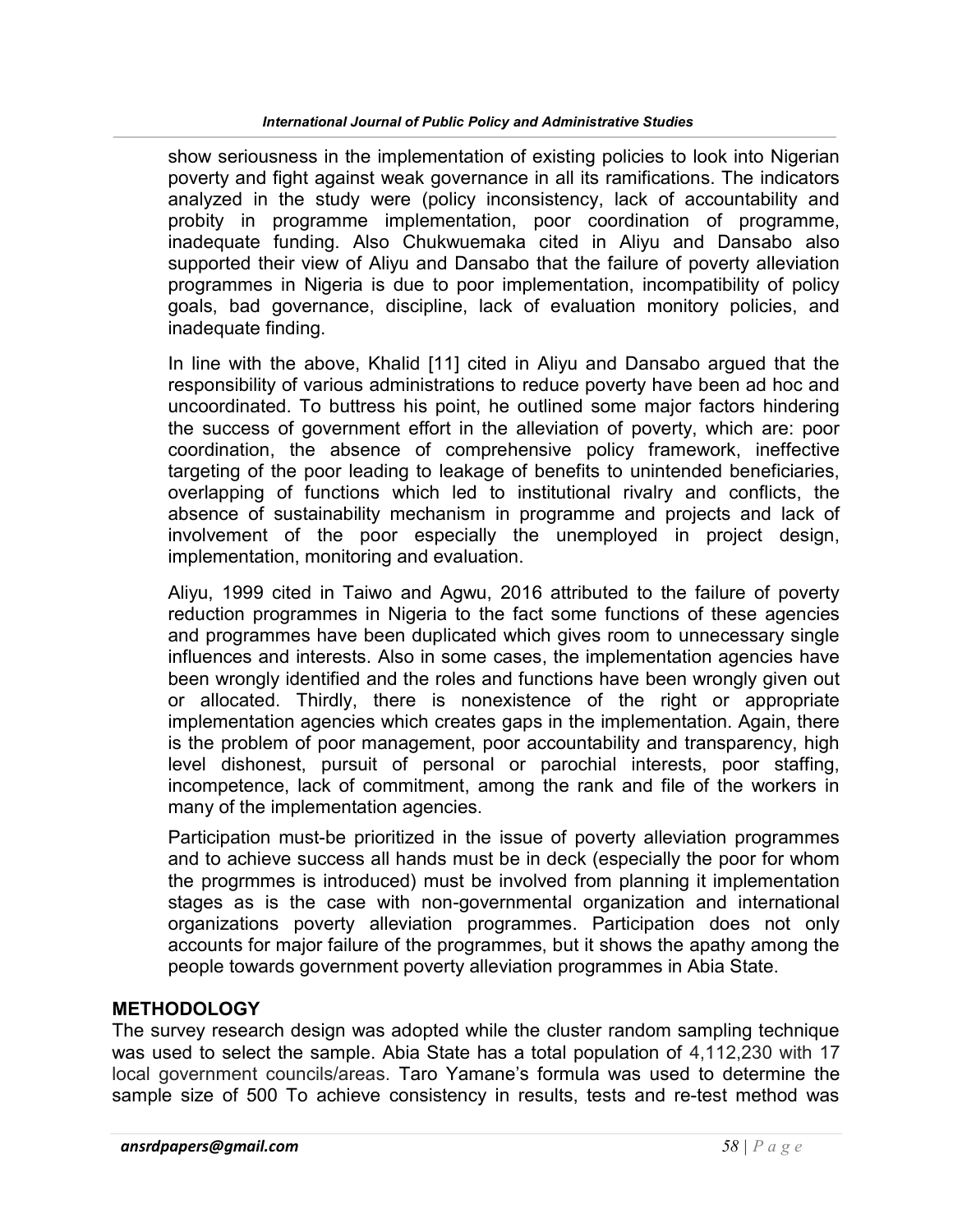show seriousness in the implementation of existing policies to look into Nigerian poverty and fight against weak governance in all its ramifications. The indicators analyzed in the study were (policy inconsistency, lack of accountability and probity in programme implementation, poor coordination of programme, inadequate funding. Also Chukwuemaka cited in Aliyu and Dansabo also supported their view of Aliyu and Dansabo that the failure of poverty alleviation programmes in Nigeria is due to poor implementation, incompatibility of policy goals, bad governance, discipline, lack of evaluation monitory policies, and inadequate finding.

In line with the above, Khalid [11] cited in Aliyu and Dansabo argued that the responsibility of various administrations to reduce poverty have been ad hoc and uncoordinated. To buttress his point, he outlined some major factors hindering the success of government effort in the alleviation of poverty, which are: poor coordination, the absence of comprehensive policy framework, ineffective targeting of the poor leading to leakage of benefits to unintended beneficiaries, overlapping of functions which led to institutional rivalry and conflicts, the absence of sustainability mechanism in programme and projects and lack of involvement of the poor especially the unemployed in project design, implementation, monitoring and evaluation.

Aliyu, 1999 cited in Taiwo and Agwu, 2016 attributed to the failure of poverty reduction programmes in Nigeria to the fact some functions of these agencies and programmes have been duplicated which gives room to unnecessary single influences and interests. Also in some cases, the implementation agencies have been wrongly identified and the roles and functions have been wrongly given out or allocated. Thirdly, there is nonexistence of the right or appropriate implementation agencies which creates gaps in the implementation. Again, there is the problem of poor management, poor accountability and transparency, high level dishonest, pursuit of personal or parochial interests, poor staffing, incompetence, lack of commitment, among the rank and file of the workers in many of the implementation agencies.

Participation must-be prioritized in the issue of poverty alleviation programmes and to achieve success all hands must be in deck (especially the poor for whom the progrmmes is introduced) must be involved from planning it implementation stages as is the case with non-governmental organization and international organizations poverty alleviation programmes. Participation does not only accounts for major failure of the programmes, but it shows the apathy among the people towards government poverty alleviation programmes in Abia State.

## METHODOLOGY

The survey research design was adopted while the cluster random sampling technique was used to select the sample. Abia State has a total population of 4,112,230 with 17 local government councils/areas. Taro Yamane's formula was used to determine the sample size of 500 To achieve consistency in results, tests and re-test method was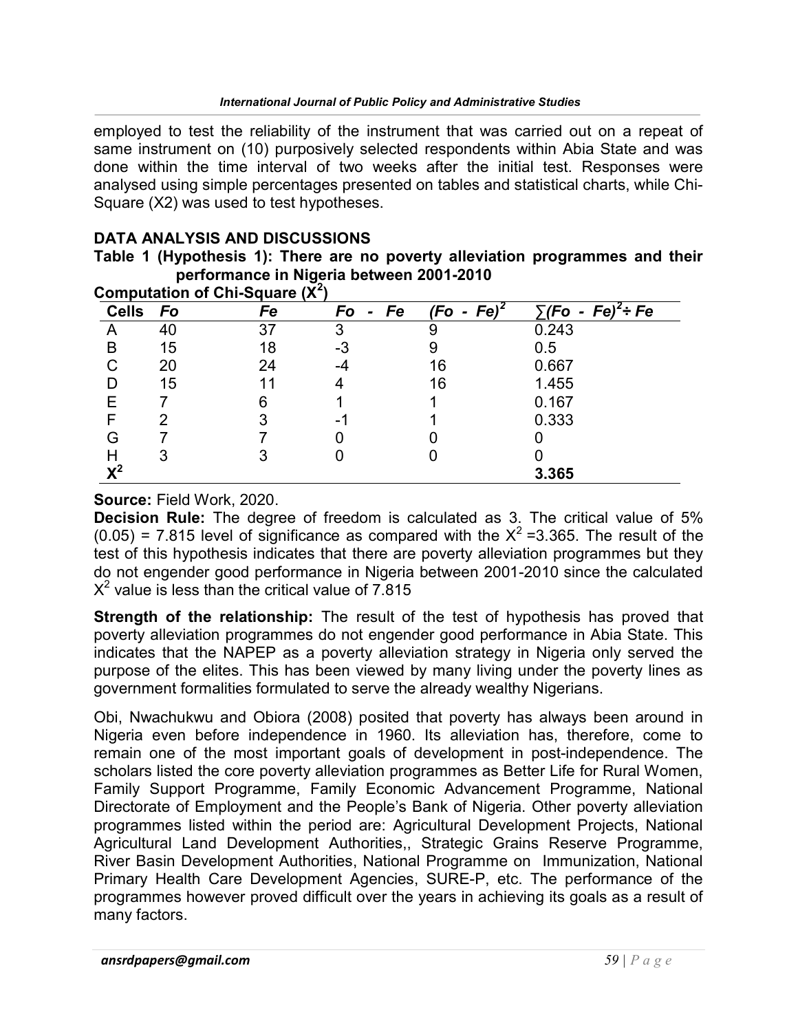employed to test the reliability of the instrument that was carried out on a repeat of same instrument on (10) purposively selected respondents within Abia State and was done within the time interval of two weeks after the initial test. Responses were analysed using simple percentages presented on tables and statistical charts, while Chi-Square (X2) was used to test hypotheses.

## DATA ANALYSIS AND DISCUSSIONS

**Table 1 (Hypothesis 1): There are no poverty alleviation programmes and their performance in Nigeria between 2001-2010**

**Computation of Chi-Square ($X^2$)**

| Cells | *Fo* | *Fe* | *Fo - Fe* | *$(Fo - Fe)^2$* | *$\sum(Fo - Fe)^2 \div Fe$* |
|---|---|---|---|---|---|
| A | 40 | 37 | 3 | 9 | 0.243 |
| B | 15 | 18 | -3 | 9 | 0.5 |
| C | 20 | 24 | -4 | 16 | 0.667 |
| D | 15 | 11 | 4 | 16 | 1.455 |
| E | 7 | 6 | 1 | 1 | 0.167 |
| F | 2 | 3 | -1 | 1 | 0.333 |
| G | 7 | 7 | 0 | 0 | 0 |
| H | 3 | 3 | 0 | 0 | 0 |
| $X^2$ | | | | | **3.365** |

**Source:** Field Work, 2020.

**Decision Rule:** The degree of freedom is calculated as 3. The critical value of 5% (0.05) = 7.815 level of significance as compared with the $X^2$ =3.365. The result of the test of this hypothesis indicates that there are poverty alleviation programmes but they do not engender good performance in Nigeria between 2001-2010 since the calculated $X^2$ value is less than the critical value of 7.815

**Strength of the relationship:** The result of the test of hypothesis has proved that poverty alleviation programmes do not engender good performance in Abia State. This indicates that the NAPEP as a poverty alleviation strategy in Nigeria only served the purpose of the elites. This has been viewed by many living under the poverty lines as government formalities formulated to serve the already wealthy Nigerians.

Obi, Nwachukwu and Obiora (2008) posited that poverty has always been around in Nigeria even before independence in 1960. Its alleviation has, therefore, come to remain one of the most important goals of development in post-independence. The scholars listed the core poverty alleviation programmes as Better Life for Rural Women, Family Support Programme, Family Economic Advancement Programme, National Directorate of Employment and the People's Bank of Nigeria. Other poverty alleviation programmes listed within the period are: Agricultural Development Projects, National Agricultural Land Development Authorities,, Strategic Grains Reserve Programme, River Basin Development Authorities, National Programme on Immunization, National Primary Health Care Development Agencies, SURE-P, etc. The performance of the programmes however proved difficult over the years in achieving its goals as a result of many factors.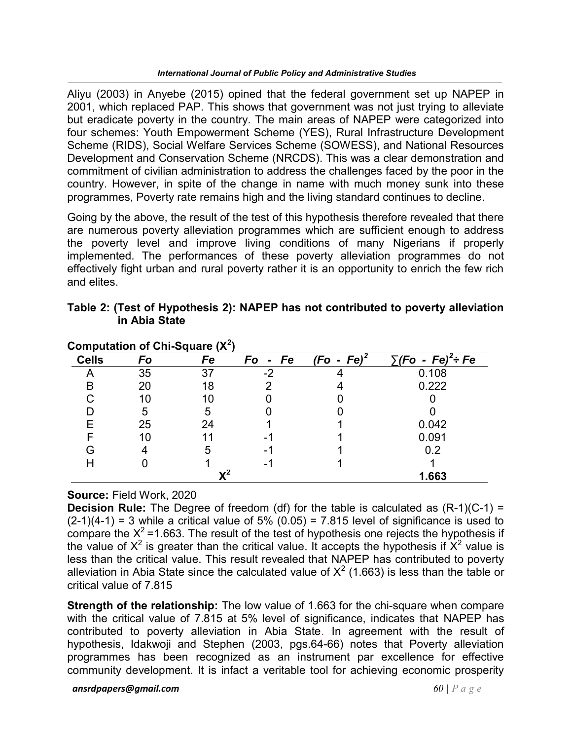Aliyu (2003) in Anyebe (2015) opined that the federal government set up NAPEP in 2001, which replaced PAP. This shows that government was not just trying to alleviate but eradicate poverty in the country. The main areas of NAPEP were categorized into four schemes: Youth Empowerment Scheme (YES), Rural Infrastructure Development Scheme (RIDS), Social Welfare Services Scheme (SOWESS), and National Resources Development and Conservation Scheme (NRCDS). This was a clear demonstration and commitment of civilian administration to address the challenges faced by the poor in the country. However, in spite of the change in name with much money sunk into these programmes, Poverty rate remains high and the living standard continues to decline.

Going by the above, the result of the test of this hypothesis therefore revealed that there are numerous poverty alleviation programmes which are sufficient enough to address the poverty level and improve living conditions of many Nigerians if properly implemented. The performances of these poverty alleviation programmes do not effectively fight urban and rural poverty rather it is an opportunity to enrich the few rich and elites.

**Table 2: (Test of Hypothesis 2): NAPEP has not contributed to poverty alleviation in Abia State**

**Computation of Chi-Square ($X^2$)**

| Cells | *Fo* | *Fe* | *Fo - Fe* | *(Fo - Fe)$^2$* | *∑(Fo - Fe)$^2$÷ Fe* |
|---|---|---|---|---|---|
| A | 35 | 37 | -2 | 4 | 0.108 |
| B | 20 | 18 | 2 | 4 | 0.222 |
| C | 10 | 10 | 0 | 0 | 0 |
| D | 5 | 5 | 0 | 0 | 0 |
| E | 25 | 24 | 1 | 1 | 0.042 |
| F | 10 | 11 | -1 | 1 | 0.091 |
| G | 4 | 5 | -1 | 1 | 0.2 |
| H | 0 | 1 | -1 | 1 | 1 |
| | | **$X^2$** | | | **1.663** |

**Source:** Field Work, 2020

**Decision Rule:** The Degree of freedom (df) for the table is calculated as (R-1)(C-1) = (2-1)(4-1) = 3 while a critical value of 5% (0.05) = 7.815 level of significance is used to compare the $X^2$ =1.663. The result of the test of hypothesis one rejects the hypothesis if the value of $X^2$ is greater than the critical value. It accepts the hypothesis if $X^2$ value is less than the critical value. This result revealed that NAPEP has contributed to poverty alleviation in Abia State since the calculated value of $X^2$ (1.663) is less than the table or critical value of 7.815

**Strength of the relationship:** The low value of 1.663 for the chi-square when compare with the critical value of 7.815 at 5% level of significance, indicates that NAPEP has contributed to poverty alleviation in Abia State. In agreement with the result of hypothesis, Idakwoji and Stephen (2003, pgs.64-66) notes that Poverty alleviation programmes has been recognized as an instrument par excellence for effective community development. It is infact a veritable tool for achieving economic prosperity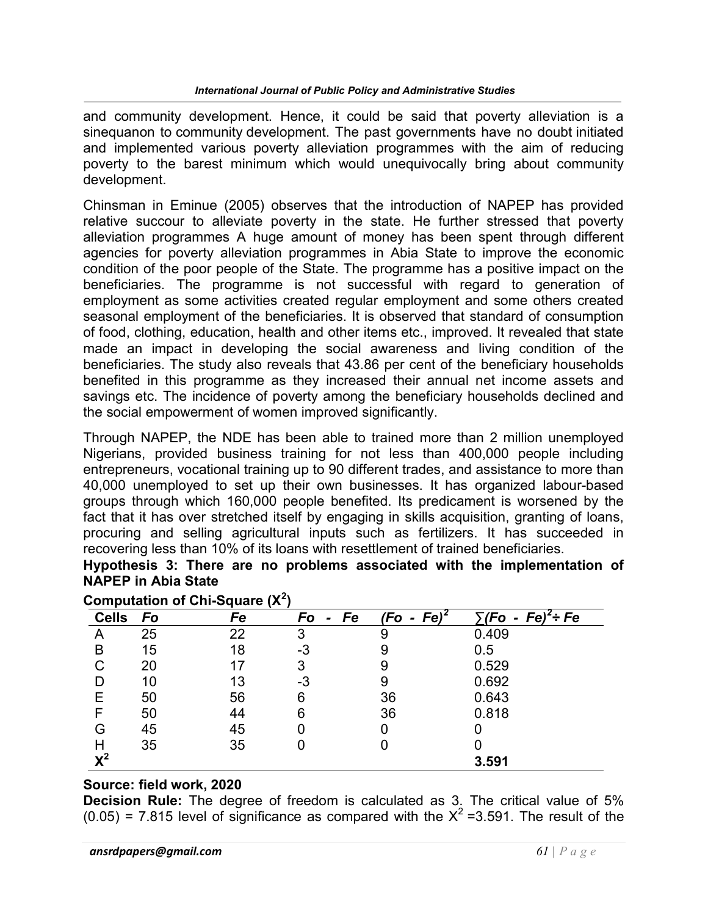and community development. Hence, it could be said that poverty alleviation is a sinequanon to community development. The past governments have no doubt initiated and implemented various poverty alleviation programmes with the aim of reducing poverty to the barest minimum which would unequivocally bring about community development.

Chinsman in Eminue (2005) observes that the introduction of NAPEP has provided relative succour to alleviate poverty in the state. He further stressed that poverty alleviation programmes A huge amount of money has been spent through different agencies for poverty alleviation programmes in Abia State to improve the economic condition of the poor people of the State. The programme has a positive impact on the beneficiaries. The programme is not successful with regard to generation of employment as some activities created regular employment and some others created seasonal employment of the beneficiaries. It is observed that standard of consumption of food, clothing, education, health and other items etc., improved. It revealed that state made an impact in developing the social awareness and living condition of the beneficiaries. The study also reveals that 43.86 per cent of the beneficiary households benefited in this programme as they increased their annual net income assets and savings etc. The incidence of poverty among the beneficiary households declined and the social empowerment of women improved significantly.

Through NAPEP, the NDE has been able to trained more than 2 million unemployed Nigerians, provided business training for not less than 400,000 people including entrepreneurs, vocational training up to 90 different trades, and assistance to more than 40,000 unemployed to set up their own businesses. It has organized labour-based groups through which 160,000 people benefited. Its predicament is worsened by the fact that it has over stretched itself by engaging in skills acquisition, granting of loans, procuring and selling agricultural inputs such as fertilizers. It has succeeded in recovering less than 10% of its loans with resettlement of trained beneficiaries.

**Hypothesis 3: There are no problems associated with the implementation of NAPEP in Abia State**

**Computation of Chi-Square ($X^2$)**

| Cells | *Fo* | *Fe* | *Fo - Fe* | *(Fo - Fe)$^2$* | *$\sum$(Fo - Fe)$^2$÷ Fe* |
|---|---|---|---|---|---|
| A | 25 | 22 | 3 | 9 | 0.409 |
| B | 15 | 18 | -3 | 9 | 0.5 |
| C | 20 | 17 | 3 | 9 | 0.529 |
| D | 10 | 13 | -3 | 9 | 0.692 |
| E | 50 | 56 | 6 | 36 | 0.643 |
| F | 50 | 44 | 6 | 36 | 0.818 |
| G | 45 | 45 | 0 | 0 | 0 |
| H | 35 | 35 | 0 | 0 | 0 |
| **$X^2$** | | | | | **3.591** |

**Source: field work, 2020**

**Decision Rule:** The degree of freedom is calculated as 3. The critical value of 5% (0.05) = 7.815 level of significance as compared with the $X^2$ =3.591. The result of the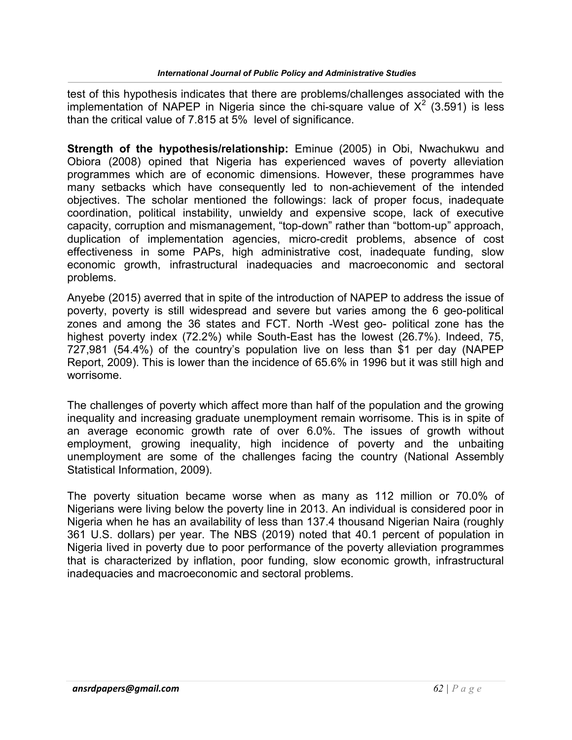test of this hypothesis indicates that there are problems/challenges associated with the implementation of NAPEP in Nigeria since the chi-square value of $X^2$ (3.591) is less than the critical value of 7.815 at 5% level of significance.

**Strength of the hypothesis/relationship:** Eminue (2005) in Obi, Nwachukwu and Obiora (2008) opined that Nigeria has experienced waves of poverty alleviation programmes which are of economic dimensions. However, these programmes have many setbacks which have consequently led to non-achievement of the intended objectives. The scholar mentioned the followings: lack of proper focus, inadequate coordination, political instability, unwieldy and expensive scope, lack of executive capacity, corruption and mismanagement, "top-down" rather than "bottom-up" approach, duplication of implementation agencies, micro-credit problems, absence of cost effectiveness in some PAPs, high administrative cost, inadequate funding, slow economic growth, infrastructural inadequacies and macroeconomic and sectoral problems.

Anyebe (2015) averred that in spite of the introduction of NAPEP to address the issue of poverty, poverty is still widespread and severe but varies among the 6 geo-political zones and among the 36 states and FCT. North -West geo- political zone has the highest poverty index (72.2%) while South-East has the lowest (26.7%). Indeed, 75, 727,981 (54.4%) of the country's population live on less than $1 per day (NAPEP Report, 2009). This is lower than the incidence of 65.6% in 1996 but it was still high and worrisome.

The challenges of poverty which affect more than half of the population and the growing inequality and increasing graduate unemployment remain worrisome. This is in spite of an average economic growth rate of over 6.0%. The issues of growth without employment, growing inequality, high incidence of poverty and the unbaiting unemployment are some of the challenges facing the country (National Assembly Statistical Information, 2009).

The poverty situation became worse when as many as 112 million or 70.0% of Nigerians were living below the poverty line in 2013. An individual is considered poor in Nigeria when he has an availability of less than 137.4 thousand Nigerian Naira (roughly 361 U.S. dollars) per year. The NBS (2019) noted that 40.1 percent of population in Nigeria lived in poverty due to poor performance of the poverty alleviation programmes that is characterized by inflation, poor funding, slow economic growth, infrastructural inadequacies and macroeconomic and sectoral problems.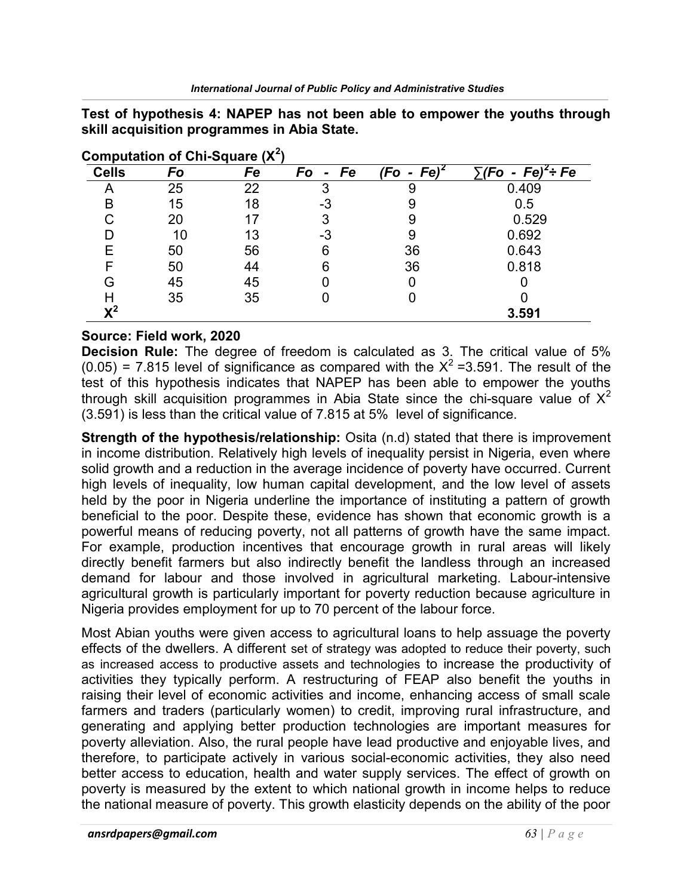**Test of hypothesis 4: NAPEP has not been able to empower the youths through skill acquisition programmes in Abia State.**

**Computation of Chi-Square ($X^2$)**

| Cells | *Fo* | *Fe* | *Fo - Fe* | *(Fo - Fe)$^2$* | *∑(Fo - Fe)$^2$÷ Fe* |
|---|---|---|---|---|---|
| A | 25 | 22 | 3 | 9 | 0.409 |
| B | 15 | 18 | -3 | 9 | 0.5 |
| C | 20 | 17 | 3 | 9 | 0.529 |
| D | 10 | 13 | -3 | 9 | 0.692 |
| E | 50 | 56 | 6 | 36 | 0.643 |
| F | 50 | 44 | 6 | 36 | 0.818 |
| G | 45 | 45 | 0 | 0 | 0 |
| H | 35 | 35 | 0 | 0 | 0 |
| $X^2$ | | | | | **3.591** |

**Source: Field work, 2020**

**Decision Rule:** The degree of freedom is calculated as 3. The critical value of 5% (0.05) = 7.815 level of significance as compared with the $X^2$ =3.591. The result of the test of this hypothesis indicates that NAPEP has been able to empower the youths through skill acquisition programmes in Abia State since the chi-square value of $X^2$ (3.591) is less than the critical value of 7.815 at 5% level of significance.

**Strength of the hypothesis/relationship:** Osita (n.d) stated that there is improvement in income distribution. Relatively high levels of inequality persist in Nigeria, even where solid growth and a reduction in the average incidence of poverty have occurred. Current high levels of inequality, low human capital development, and the low level of assets held by the poor in Nigeria underline the importance of instituting a pattern of growth beneficial to the poor. Despite these, evidence has shown that economic growth is a powerful means of reducing poverty, not all patterns of growth have the same impact. For example, production incentives that encourage growth in rural areas will likely directly benefit farmers but also indirectly benefit the landless through an increased demand for labour and those involved in agricultural marketing. Labour-intensive agricultural growth is particularly important for poverty reduction because agriculture in Nigeria provides employment for up to 70 percent of the labour force.

Most Abian youths were given access to agricultural loans to help assuage the poverty effects of the dwellers. A different set of strategy was adopted to reduce their poverty, such as increased access to productive assets and technologies to increase the productivity of activities they typically perform. A restructuring of FEAP also benefit the youths in raising their level of economic activities and income, enhancing access of small scale farmers and traders (particularly women) to credit, improving rural infrastructure, and generating and applying better production technologies are important measures for poverty alleviation. Also, the rural people have lead productive and enjoyable lives, and therefore, to participate actively in various social-economic activities, they also need better access to education, health and water supply services. The effect of growth on poverty is measured by the extent to which national growth in income helps to reduce the national measure of poverty. This growth elasticity depends on the ability of the poor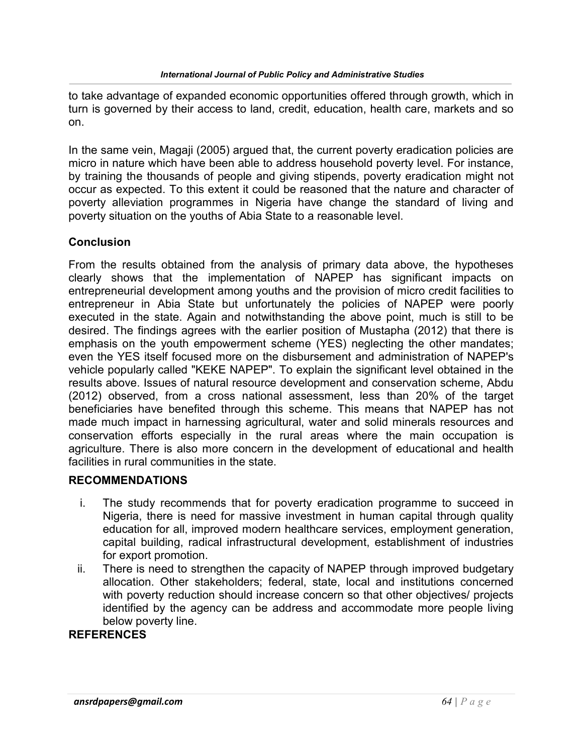to take advantage of expanded economic opportunities offered through growth, which in turn is governed by their access to land, credit, education, health care, markets and so on.

In the same vein, Magaji (2005) argued that, the current poverty eradication policies are micro in nature which have been able to address household poverty level. For instance, by training the thousands of people and giving stipends, poverty eradication might not occur as expected. To this extent it could be reasoned that the nature and character of poverty alleviation programmes in Nigeria have change the standard of living and poverty situation on the youths of Abia State to a reasonable level.

## Conclusion

From the results obtained from the analysis of primary data above, the hypotheses clearly shows that the implementation of NAPEP has significant impacts on entrepreneurial development among youths and the provision of micro credit facilities to entrepreneur in Abia State but unfortunately the policies of NAPEP were poorly executed in the state. Again and notwithstanding the above point, much is still to be desired. The findings agrees with the earlier position of Mustapha (2012) that there is emphasis on the youth empowerment scheme (YES) neglecting the other mandates; even the YES itself focused more on the disbursement and administration of NAPEP's vehicle popularly called "KEKE NAPEP". To explain the significant level obtained in the results above. Issues of natural resource development and conservation scheme, Abdu (2012) observed, from a cross national assessment, less than 20% of the target beneficiaries have benefited through this scheme. This means that NAPEP has not made much impact in harnessing agricultural, water and solid minerals resources and conservation efforts especially in the rural areas where the main occupation is agriculture. There is also more concern in the development of educational and health facilities in rural communities in the state.

## RECOMMENDATIONS

i. The study recommends that for poverty eradication programme to succeed in Nigeria, there is need for massive investment in human capital through quality education for all, improved modern healthcare services, employment generation, capital building, radical infrastructural development, establishment of industries for export promotion.
ii. There is need to strengthen the capacity of NAPEP through improved budgetary allocation. Other stakeholders; federal, state, local and institutions concerned with poverty reduction should increase concern so that other objectives/ projects identified by the agency can be address and accommodate more people living below poverty line.

## REFERENCES